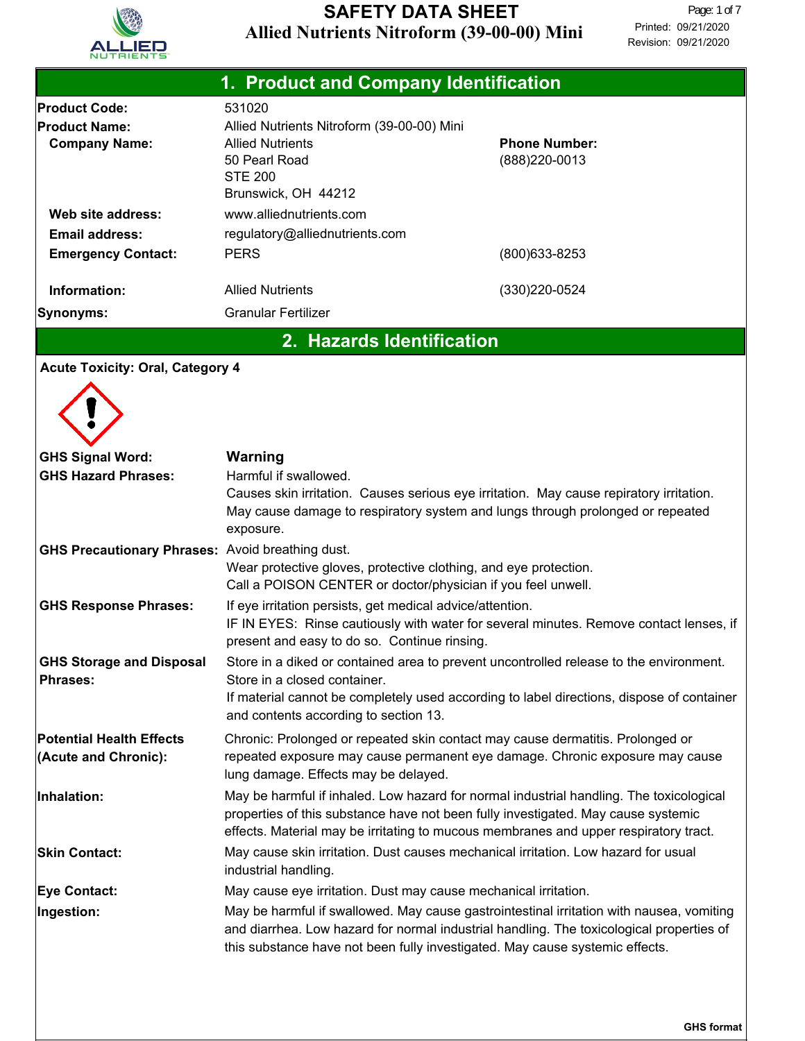# SAFETY DATA SHEET
## Allied Nutrients Nitroform (39-00-00) Mini

Printed: 09/21/2020
Revision: 09/21/2020

## 1. Product and Company Identification

| | | |
|---|---|---|
| **Product Code:** | 531020 | |
| **Product Name:** | Allied Nutrients Nitroform (39-00-00) Mini | |
| **Company Name:** | Allied Nutrients<br>50 Pearl Road<br>STE 200<br>Brunswick, OH 44212 | **Phone Number:**<br>(888)220-0013 |
| **Web site address:** | www.alliednutrients.com | |
| **Email address:** | regulatory@alliednutrients.com | |
| **Emergency Contact:** | PERS | (800)633-8253 |
| **Information:** | Allied Nutrients | (330)220-0524 |
| **Synonyms:** | Granular Fertilizer | |

## 2. Hazards Identification

**Acute Toxicity: Oral, Category 4**

**GHS Signal Word:** **Warning**

**GHS Hazard Phrases:** Harmful if swallowed.
Causes skin irritation. Causes serious eye irritation. May cause repiratory irritation.
May cause damage to respiratory system and lungs through prolonged or repeated exposure.

**GHS Precautionary Phrases:** Avoid breathing dust.
Wear protective gloves, protective clothing, and eye protection.
Call a POISON CENTER or doctor/physician if you feel unwell.

**GHS Response Phrases:** If eye irritation persists, get medical advice/attention.
IF IN EYES: Rinse cautiously with water for several minutes. Remove contact lenses, if present and easy to do so. Continue rinsing.

**GHS Storage and Disposal Phrases:** Store in a diked or contained area to prevent uncontrolled release to the environment.
Store in a closed container.
If material cannot be completely used according to label directions, dispose of container and contents according to section 13.

**Potential Health Effects (Acute and Chronic):** Chronic: Prolonged or repeated skin contact may cause dermatitis. Prolonged or repeated exposure may cause permanent eye damage. Chronic exposure may cause lung damage. Effects may be delayed.

**Inhalation:** May be harmful if inhaled. Low hazard for normal industrial handling. The toxicological properties of this substance have not been fully investigated. May cause systemic effects. Material may be irritating to mucous membranes and upper respiratory tract.

**Skin Contact:** May cause skin irritation. Dust causes mechanical irritation. Low hazard for usual industrial handling.

**Eye Contact:** May cause eye irritation. Dust may cause mechanical irritation.

**Ingestion:** May be harmful if swallowed. May cause gastrointestinal irritation with nausea, vomiting and diarrhea. Low hazard for normal industrial handling. The toxicological properties of this substance have not been fully investigated. May cause systemic effects.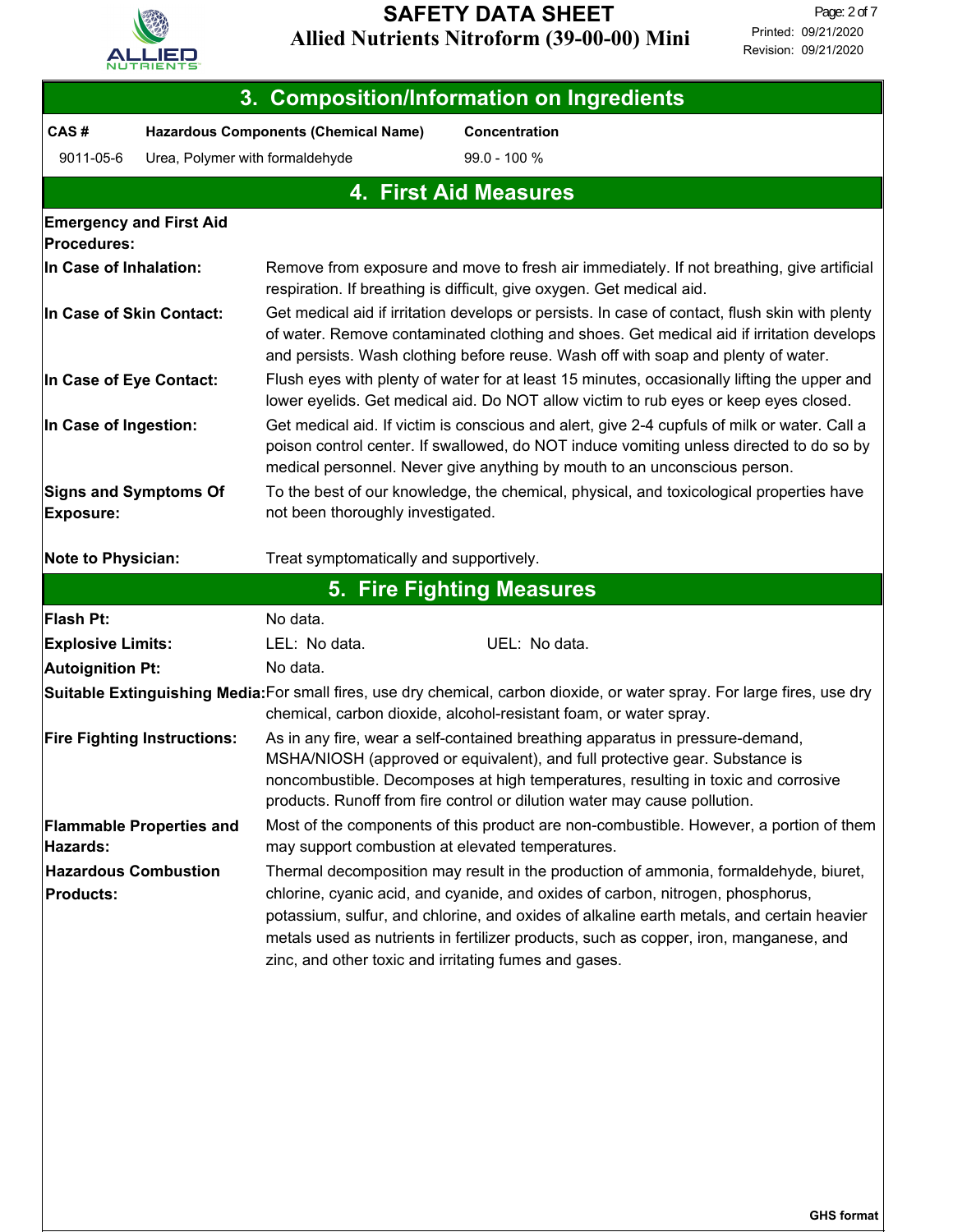## 3. Composition/Information on Ingredients

| CAS # | Hazardous Components (Chemical Name) | Concentration |
| --- | --- | --- |
| 9011-05-6 | Urea, Polymer with formaldehyde | 99.0 - 100 % |

## 4. First Aid Measures

**Emergency and First Aid Procedures:**

**In Case of Inhalation:** Remove from exposure and move to fresh air immediately. If not breathing, give artificial respiration. If breathing is difficult, give oxygen. Get medical aid.

**In Case of Skin Contact:** Get medical aid if irritation develops or persists. In case of contact, flush skin with plenty of water. Remove contaminated clothing and shoes. Get medical aid if irritation develops and persists. Wash clothing before reuse. Wash off with soap and plenty of water.

**In Case of Eye Contact:** Flush eyes with plenty of water for at least 15 minutes, occasionally lifting the upper and lower eyelids. Get medical aid. Do NOT allow victim to rub eyes or keep eyes closed.

**In Case of Ingestion:** Get medical aid. If victim is conscious and alert, give 2-4 cupfuls of milk or water. Call a poison control center. If swallowed, do NOT induce vomiting unless directed to do so by medical personnel. Never give anything by mouth to an unconscious person.

**Signs and Symptoms Of Exposure:** To the best of our knowledge, the chemical, physical, and toxicological properties have not been thoroughly investigated.

**Note to Physician:** Treat symptomatically and supportively.

## 5. Fire Fighting Measures

**Flash Pt:** No data.

**Explosive Limits:** LEL: No data. UEL: No data.

**Autoignition Pt:** No data.

**Suitable Extinguishing Media:** For small fires, use dry chemical, carbon dioxide, or water spray. For large fires, use dry chemical, carbon dioxide, alcohol-resistant foam, or water spray.

**Fire Fighting Instructions:** As in any fire, wear a self-contained breathing apparatus in pressure-demand, MSHA/NIOSH (approved or equivalent), and full protective gear. Substance is noncombustible. Decomposes at high temperatures, resulting in toxic and corrosive products. Runoff from fire control or dilution water may cause pollution.

**Flammable Properties and Hazards:** Most of the components of this product are non-combustible. However, a portion of them may support combustion at elevated temperatures.

**Hazardous Combustion Products:** Thermal decomposition may result in the production of ammonia, formaldehyde, biuret, chlorine, cyanic acid, and cyanide, and oxides of carbon, nitrogen, phosphorus, potassium, sulfur, and chlorine, and oxides of alkaline earth metals, and certain heavier metals used as nutrients in fertilizer products, such as copper, iron, manganese, and zinc, and other toxic and irritating fumes and gases.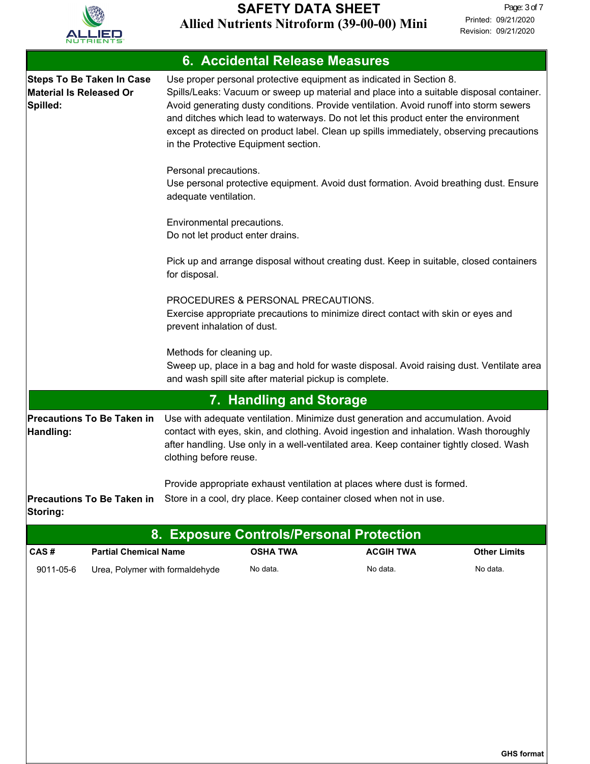## 6. Accidental Release Measures

**Steps To Be Taken In Case Material Is Released Or Spilled:**

Use proper personal protective equipment as indicated in Section 8.
Spills/Leaks: Vacuum or sweep up material and place into a suitable disposal container. Avoid generating dusty conditions. Provide ventilation. Avoid runoff into storm sewers and ditches which lead to waterways. Do not let this product enter the environment except as directed on product label. Clean up spills immediately, observing precautions in the Protective Equipment section.

Personal precautions.
Use personal protective equipment. Avoid dust formation. Avoid breathing dust. Ensure adequate ventilation.

Environmental precautions.
Do not let product enter drains.

Pick up and arrange disposal without creating dust. Keep in suitable, closed containers for disposal.

PROCEDURES & PERSONAL PRECAUTIONS.
Exercise appropriate precautions to minimize direct contact with skin or eyes and prevent inhalation of dust.

Methods for cleaning up.
Sweep up, place in a bag and hold for waste disposal. Avoid raising dust. Ventilate area and wash spill site after material pickup is complete.

## 7. Handling and Storage

**Precautions To Be Taken in Handling:**

Use with adequate ventilation. Minimize dust generation and accumulation. Avoid contact with eyes, skin, and clothing. Avoid ingestion and inhalation. Wash thoroughly after handling. Use only in a well-ventilated area. Keep container tightly closed. Wash clothing before reuse.

Provide appropriate exhaust ventilation at places where dust is formed.

**Precautions To Be Taken in Storing:**

Store in a cool, dry place. Keep container closed when not in use.

## 8. Exposure Controls/Personal Protection

| CAS # | Partial Chemical Name | OSHA TWA | ACGIH TWA | Other Limits |
|---|---|---|---|---|
| 9011-05-6 | Urea, Polymer with formaldehyde | No data. | No data. | No data. |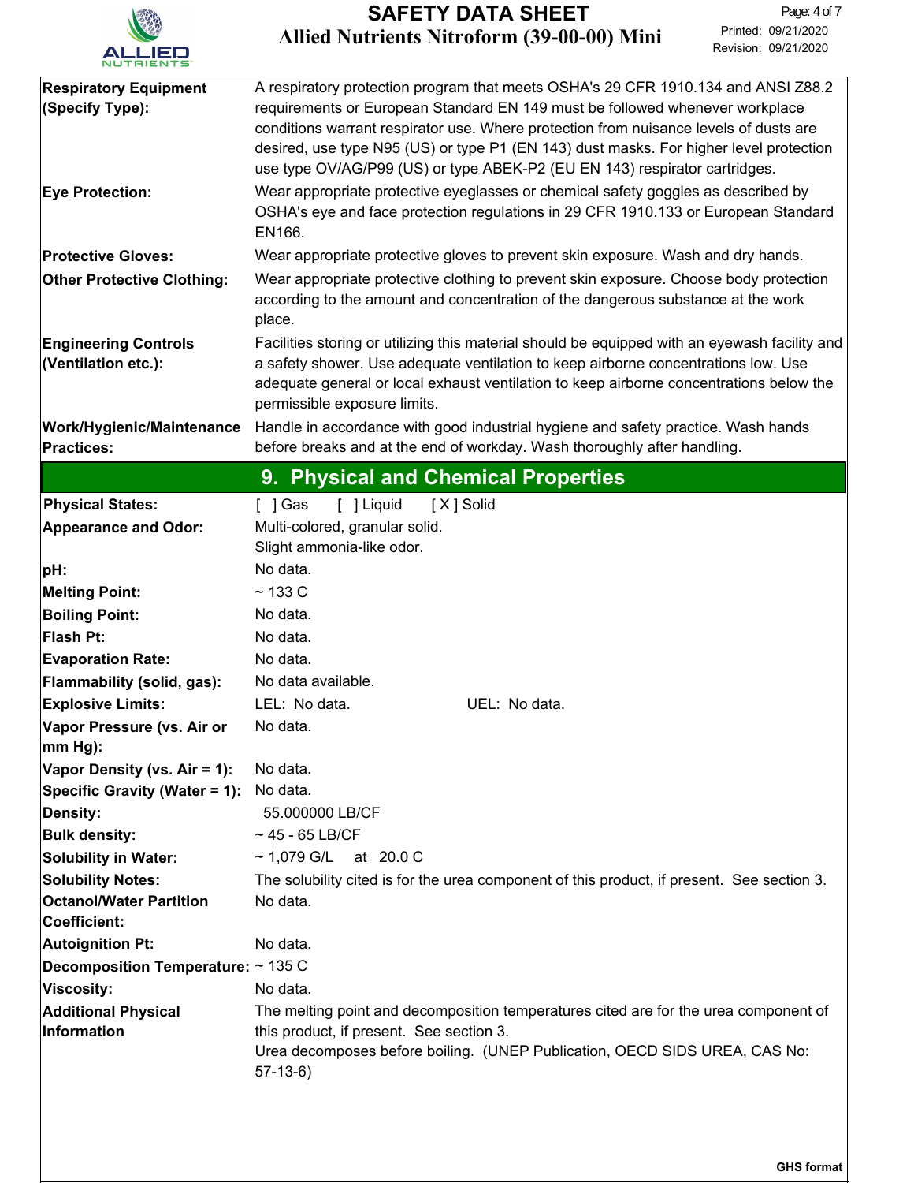| | |
|---|---|
| **Respiratory Equipment (Specify Type):** | A respiratory protection program that meets OSHA's 29 CFR 1910.134 and ANSI Z88.2 requirements or European Standard EN 149 must be followed whenever workplace conditions warrant respirator use. Where protection from nuisance levels of dusts are desired, use type N95 (US) or type P1 (EN 143) dust masks. For higher level protection use type OV/AG/P99 (US) or type ABEK-P2 (EU EN 143) respirator cartridges. |
| **Eye Protection:** | Wear appropriate protective eyeglasses or chemical safety goggles as described by OSHA's eye and face protection regulations in 29 CFR 1910.133 or European Standard EN166. |
| **Protective Gloves:** | Wear appropriate protective gloves to prevent skin exposure. Wash and dry hands. |
| **Other Protective Clothing:** | Wear appropriate protective clothing to prevent skin exposure. Choose body protection according to the amount and concentration of the dangerous substance at the work place. |
| **Engineering Controls (Ventilation etc.):** | Facilities storing or utilizing this material should be equipped with an eyewash facility and a safety shower. Use adequate ventilation to keep airborne concentrations low. Use adequate general or local exhaust ventilation to keep airborne concentrations below the permissible exposure limits. |
| **Work/Hygienic/Maintenance Practices:** | Handle in accordance with good industrial hygiene and safety practice. Wash hands before breaks and at the end of workday. Wash thoroughly after handling. |

## 9. Physical and Chemical Properties

| | |
|---|---|
| **Physical States:** | [ ] Gas [ ] Liquid [ X ] Solid |
| **Appearance and Odor:** | Multi-colored, granular solid.<br>Slight ammonia-like odor. |
| **pH:** | No data. |
| **Melting Point:** | ~ 133 C |
| **Boiling Point:** | No data. |
| **Flash Pt:** | No data. |
| **Evaporation Rate:** | No data. |
| **Flammability (solid, gas):** | No data available. |
| **Explosive Limits:** | LEL: No data. UEL: No data. |
| **Vapor Pressure (vs. Air or mm Hg):** | No data. |
| **Vapor Density (vs. Air = 1):** | No data. |
| **Specific Gravity (Water = 1):** | No data. |
| **Density:** | 55.000000 LB/CF |
| **Bulk density:** | ~ 45 - 65 LB/CF |
| **Solubility in Water:** | ~ 1,079 G/L at 20.0 C |
| **Solubility Notes:** | The solubility cited is for the urea component of this product, if present. See section 3. |
| **Octanol/Water Partition Coefficient:** | No data. |
| **Autoignition Pt:** | No data. |
| **Decomposition Temperature:** | ~ 135 C |
| **Viscosity:** | No data. |
| **Additional Physical Information** | The melting point and decomposition temperatures cited are for the urea component of this product, if present. See section 3.<br>Urea decomposes before boiling. (UNEP Publication, OECD SIDS UREA, CAS No: 57-13-6) |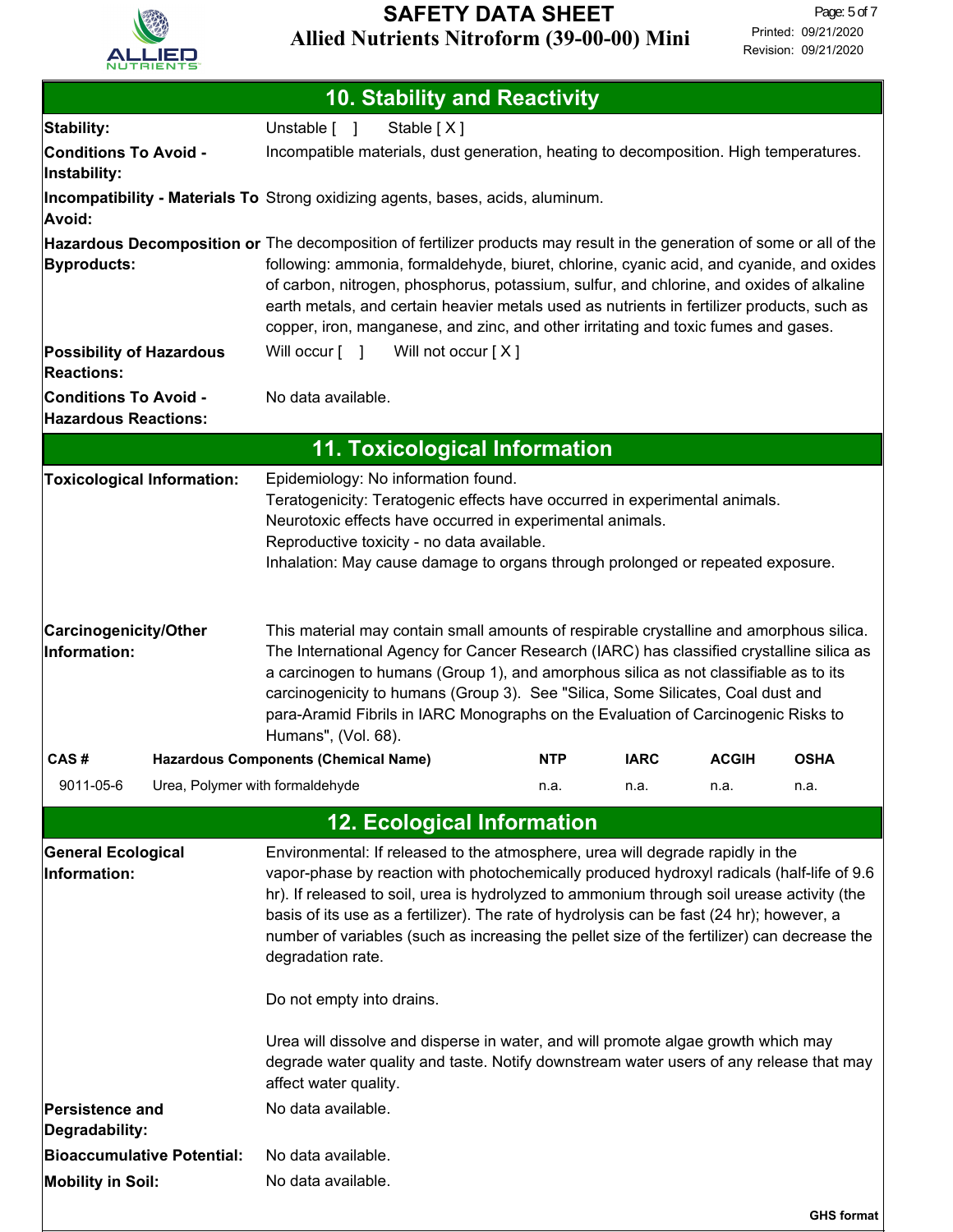## 10. Stability and Reactivity

**Stability:** Unstable [ ] Stable [ X ]

**Conditions To Avoid - Instability:** Incompatible materials, dust generation, heating to decomposition. High temperatures.

**Incompatibility - Materials To Avoid:** Strong oxidizing agents, bases, acids, aluminum.

**Hazardous Decomposition or Byproducts:** The decomposition of fertilizer products may result in the generation of some or all of the following: ammonia, formaldehyde, biuret, chlorine, cyanic acid, and cyanide, and oxides of carbon, nitrogen, phosphorus, potassium, sulfur, and chlorine, and oxides of alkaline earth metals, and certain heavier metals used as nutrients in fertilizer products, such as copper, iron, manganese, and zinc, and other irritating and toxic fumes and gases.

**Possibility of Hazardous Reactions:** Will occur [ ] Will not occur [ X ]

**Conditions To Avoid - Hazardous Reactions:** No data available.

## 11. Toxicological Information

**Toxicological Information:** Epidemiology: No information found.
Teratogenicity: Teratogenic effects have occurred in experimental animals.
Neurotoxic effects have occurred in experimental animals.
Reproductive toxicity - no data available.
Inhalation: May cause damage to organs through prolonged or repeated exposure.

**Carcinogenicity/Other Information:** This material may contain small amounts of respirable crystalline and amorphous silica. The International Agency for Cancer Research (IARC) has classified crystalline silica as a carcinogen to humans (Group 1), and amorphous silica as not classifiable as to its carcinogenicity to humans (Group 3). See "Silica, Some Silicates, Coal dust and para-Aramid Fibrils in IARC Monographs on the Evaluation of Carcinogenic Risks to Humans", (Vol. 68).

| CAS # | Hazardous Components (Chemical Name) | NTP | IARC | ACGIH | OSHA |
|---|---|---|---|---|---|
| 9011-05-6 | Urea, Polymer with formaldehyde | n.a. | n.a. | n.a. | n.a. |

## 12. Ecological Information

**General Ecological Information:** Environmental: If released to the atmosphere, urea will degrade rapidly in the vapor-phase by reaction with photochemically produced hydroxyl radicals (half-life of 9.6 hr). If released to soil, urea is hydrolyzed to ammonium through soil urease activity (the basis of its use as a fertilizer). The rate of hydrolysis can be fast (24 hr); however, a number of variables (such as increasing the pellet size of the fertilizer) can decrease the degradation rate.

Do not empty into drains.

Urea will dissolve and disperse in water, and will promote algae growth which may degrade water quality and taste. Notify downstream water users of any release that may affect water quality.

**Persistence and Degradability:** No data available.

**Bioaccumulative Potential:** No data available.

**Mobility in Soil:** No data available.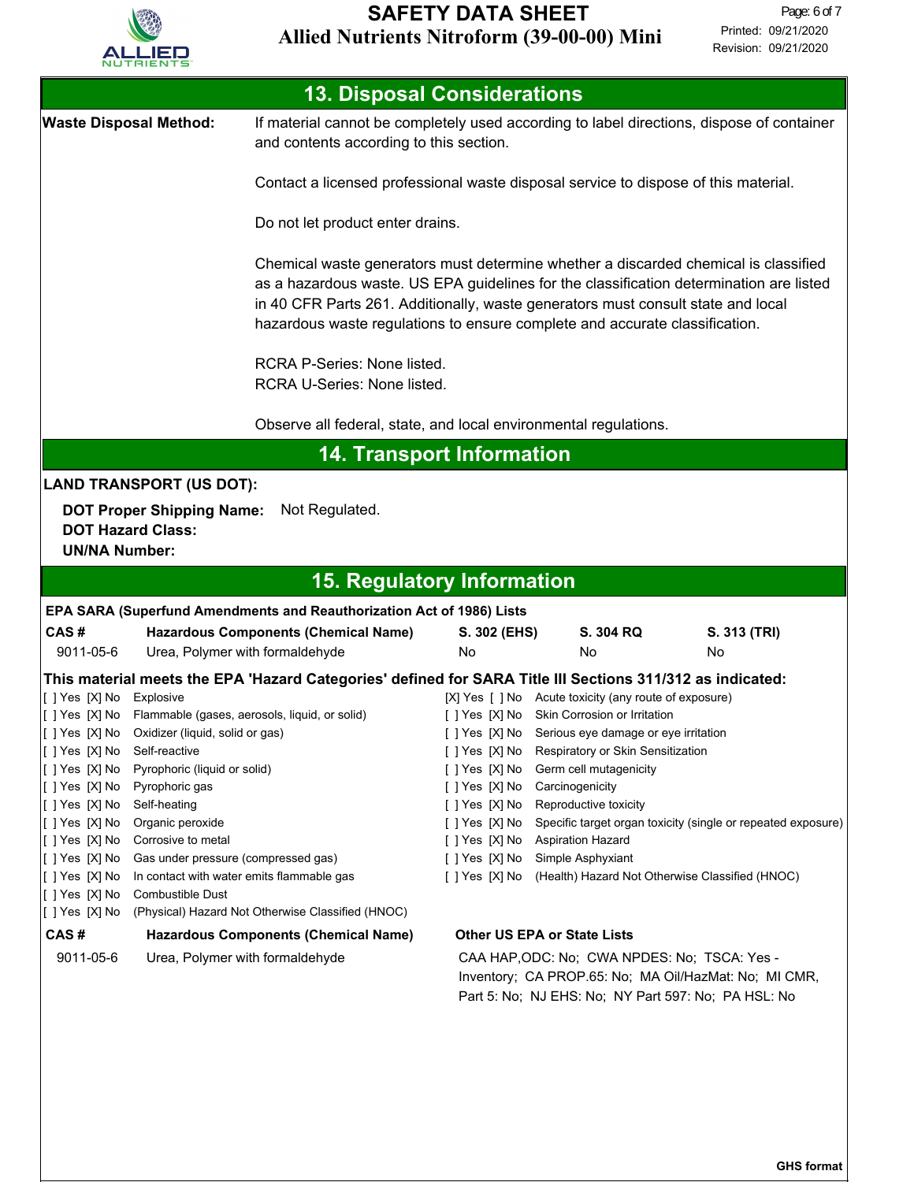## 13. Disposal Considerations

**Waste Disposal Method:**

If material cannot be completely used according to label directions, dispose of container and contents according to this section.

Contact a licensed professional waste disposal service to dispose of this material.

Do not let product enter drains.

Chemical waste generators must determine whether a discarded chemical is classified as a hazardous waste. US EPA guidelines for the classification determination are listed in 40 CFR Parts 261. Additionally, waste generators must consult state and local hazardous waste regulations to ensure complete and accurate classification.

RCRA P-Series: None listed.
RCRA U-Series: None listed.

Observe all federal, state, and local environmental regulations.

## 14. Transport Information

**LAND TRANSPORT (US DOT):**

**DOT Proper Shipping Name:** Not Regulated.
**DOT Hazard Class:**
**UN/NA Number:**

## 15. Regulatory Information

**EPA SARA (Superfund Amendments and Reauthorization Act of 1986) Lists**

| CAS # | Hazardous Components (Chemical Name) | S. 302 (EHS) | S. 304 RQ | S. 313 (TRI) |
|---|---|---|---|---|
| 9011-05-6 | Urea, Polymer with formaldehyde | No | No | No |

**This material meets the EPA 'Hazard Categories' defined for SARA Title III Sections 311/312 as indicated:**

| | | | |
|---|---|---|---|
| [ ] Yes [X] No | Explosive | [X] Yes [ ] No | Acute toxicity (any route of exposure) |
| [ ] Yes [X] No | Flammable (gases, aerosols, liquid, or solid) | [ ] Yes [X] No | Skin Corrosion or Irritation |
| [ ] Yes [X] No | Oxidizer (liquid, solid or gas) | [ ] Yes [X] No | Serious eye damage or eye irritation |
| [ ] Yes [X] No | Self-reactive | [ ] Yes [X] No | Respiratory or Skin Sensitization |
| [ ] Yes [X] No | Pyrophoric (liquid or solid) | [ ] Yes [X] No | Germ cell mutagenicity |
| [ ] Yes [X] No | Pyrophoric gas | [ ] Yes [X] No | Carcinogenicity |
| [ ] Yes [X] No | Self-heating | [ ] Yes [X] No | Reproductive toxicity |
| [ ] Yes [X] No | Organic peroxide | [ ] Yes [X] No | Specific target organ toxicity (single or repeated exposure) |
| [ ] Yes [X] No | Corrosive to metal | [ ] Yes [X] No | Aspiration Hazard |
| [ ] Yes [X] No | Gas under pressure (compressed gas) | [ ] Yes [X] No | Simple Asphyxiant |
| [ ] Yes [X] No | In contact with water emits flammable gas | [ ] Yes [X] No | (Health) Hazard Not Otherwise Classified (HNOC) |
| [ ] Yes [X] No | Combustible Dust | | |
| [ ] Yes [X] No | (Physical) Hazard Not Otherwise Classified (HNOC) | | |

| CAS # | Hazardous Components (Chemical Name) | Other US EPA or State Lists |
|---|---|---|
| 9011-05-6 | Urea, Polymer with formaldehyde | CAA HAP,ODC: No; CWA NPDES: No; TSCA: Yes - Inventory; CA PROP.65: No; MA Oil/HazMat: No; MI CMR, Part 5: No; NJ EHS: No; NY Part 597: No; PA HSL: No |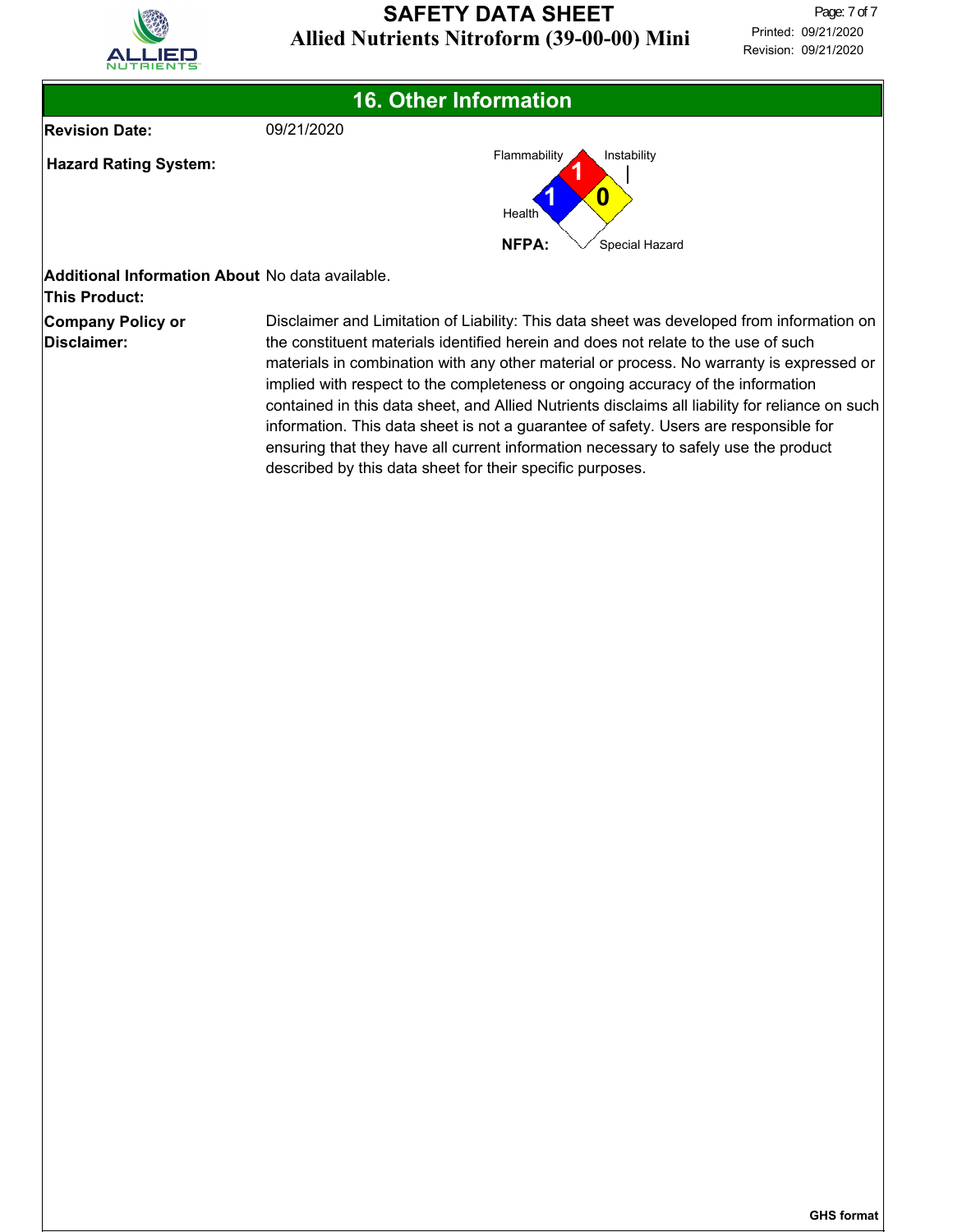## 16. Other Information

**Revision Date:** 09/21/2020

**Hazard Rating System:**

NFPA:

Flammability 1

Health 1

Instability 0

Special Hazard

**Additional Information About This Product:** No data available.

**Company Policy or Disclaimer:** Disclaimer and Limitation of Liability: This data sheet was developed from information on the constituent materials identified herein and does not relate to the use of such materials in combination with any other material or process. No warranty is expressed or implied with respect to the completeness or ongoing accuracy of the information contained in this data sheet, and Allied Nutrients disclaims all liability for reliance on such information. This data sheet is not a guarantee of safety. Users are responsible for ensuring that they have all current information necessary to safely use the product described by this data sheet for their specific purposes.